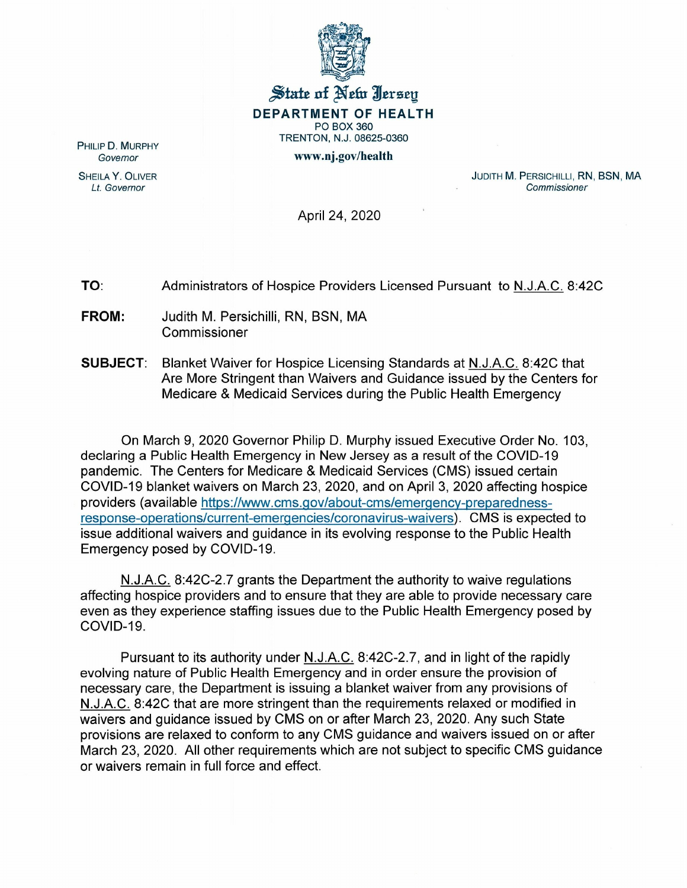# State of New Jersey

**DEPARTMENT OF HEALTH**
PO BOX 360
TRENTON, N.J. 08625-0360

**www.nj.gov/health**

PHILIP D. MURPHY
*Governor*

SHEILA Y. OLIVER
*Lt. Governor*

JUDITH M. PERSICHILLI, RN, BSN, MA
*Commissioner*

April 24, 2020

**TO**: Administrators of Hospice Providers Licensed Pursuant to N.J.A.C. 8:42C

**FROM:** Judith M. Persichilli, RN, BSN, MA
Commissioner

**SUBJECT**: Blanket Waiver for Hospice Licensing Standards at N.J.A.C. 8:42C that Are More Stringent than Waivers and Guidance issued by the Centers for Medicare & Medicaid Services during the Public Health Emergency

On March 9, 2020 Governor Philip D. Murphy issued Executive Order No. 103, declaring a Public Health Emergency in New Jersey as a result of the COVID-19 pandemic. The Centers for Medicare & Medicaid Services (CMS) issued certain COVID-19 blanket waivers on March 23, 2020, and on April 3, 2020 affecting hospice providers (available https://www.cms.gov/about-cms/emergency-preparedness-response-operations/current-emergencies/coronavirus-waivers). CMS is expected to issue additional waivers and guidance in its evolving response to the Public Health Emergency posed by COVID-19.

N.J.A.C. 8:42C-2.7 grants the Department the authority to waive regulations affecting hospice providers and to ensure that they are able to provide necessary care even as they experience staffing issues due to the Public Health Emergency posed by COVID-19.

Pursuant to its authority under N.J.A.C. 8:42C-2.7, and in light of the rapidly evolving nature of Public Health Emergency and in order ensure the provision of necessary care, the Department is issuing a blanket waiver from any provisions of N.J.A.C. 8:42C that are more stringent than the requirements relaxed or modified in waivers and guidance issued by CMS on or after March 23, 2020. Any such State provisions are relaxed to conform to any CMS guidance and waivers issued on or after March 23, 2020. All other requirements which are not subject to specific CMS guidance or waivers remain in full force and effect.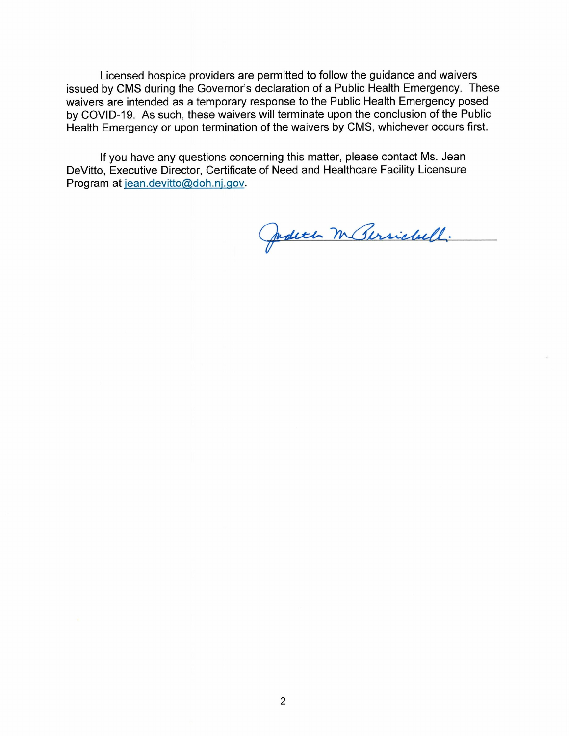Licensed hospice providers are permitted to follow the guidance and waivers issued by CMS during the Governor's declaration of a Public Health Emergency. These waivers are intended as a temporary response to the Public Health Emergency posed by COVID-19. As such, these waivers will terminate upon the conclusion of the Public Health Emergency or upon termination of the waivers by CMS, whichever occurs first.

If you have any questions concerning this matter, please contact Ms. Jean DeVitto, Executive Director, Certificate of Need and Healthcare Facility Licensure Program at jean.devitto@doh.nj.gov.

Judith M. Persichilli